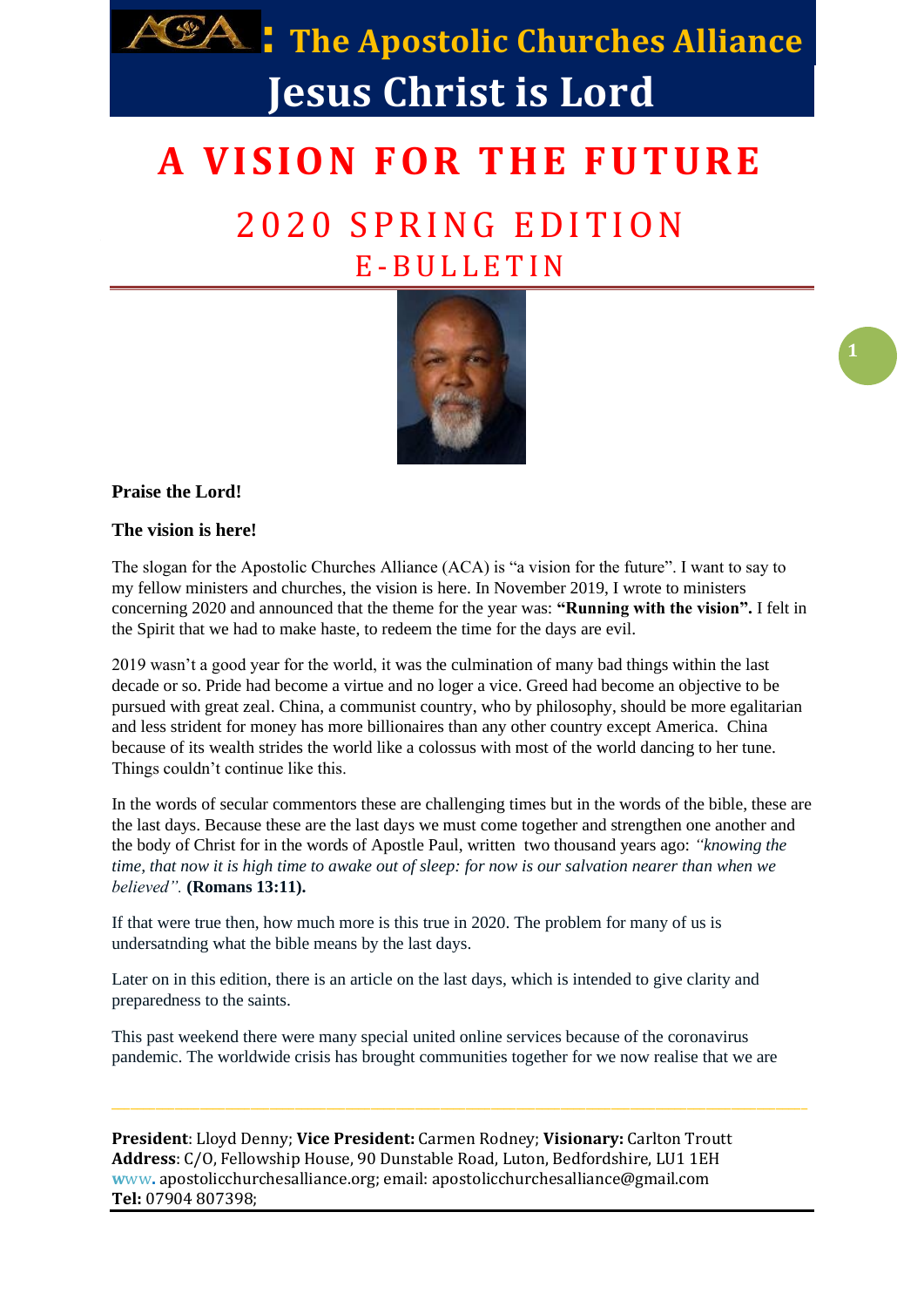# ACA: The Apostolic Churches Alliance

# Jesus Christ is Lord

# A VISION FOR THE FUTURE

## 2020 SPRING EDITION

## E-BULLETIN

**Praise the Lord!**

**The vision is here!**

The slogan for the Apostolic Churches Alliance (ACA) is "a vision for the future". I want to say to my fellow ministers and churches, the vision is here. In November 2019, I wrote to ministers concerning 2020 and announced that the theme for the year was: **"Running with the vision".** I felt in the Spirit that we had to make haste, to redeem the time for the days are evil.

2019 wasn't a good year for the world, it was the culmination of many bad things within the last decade or so. Pride had become a virtue and no loger a vice. Greed had become an objective to be pursued with great zeal. China, a communist country, who by philosophy, should be more egalitarian and less strident for money has more billionaires than any other country except America. China because of its wealth strides the world like a colossus with most of the world dancing to her tune. Things couldn't continue like this.

In the words of secular commentors these are challenging times but in the words of the bible, these are the last days. Because these are the last days we must come together and strengthen one another and the body of Christ for in the words of Apostle Paul, written two thousand years ago: *"knowing the time, that now it is high time to awake out of sleep: for now is our salvation nearer than when we believed".* **(Romans 13:11).**

If that were true then, how much more is this true in 2020. The problem for many of us is undersatnding what the bible means by the last days.

Later on in this edition, there is an article on the last days, which is intended to give clarity and preparedness to the saints.

This past weekend there were many special united online services because of the coronavirus pandemic. The worldwide crisis has brought communities together for we now realise that we are

---

**President**: Lloyd Denny; **Vice President:** Carmen Rodney; **Visionary:** Carlton Troutt
**Address**: C/O, Fellowship House, 90 Dunstable Road, Luton, Bedfordshire, LU1 1EH
www. apostolicchurchesalliance.org; email: apostolicchurchesalliance@gmail.com
**Tel:** 07904 807398;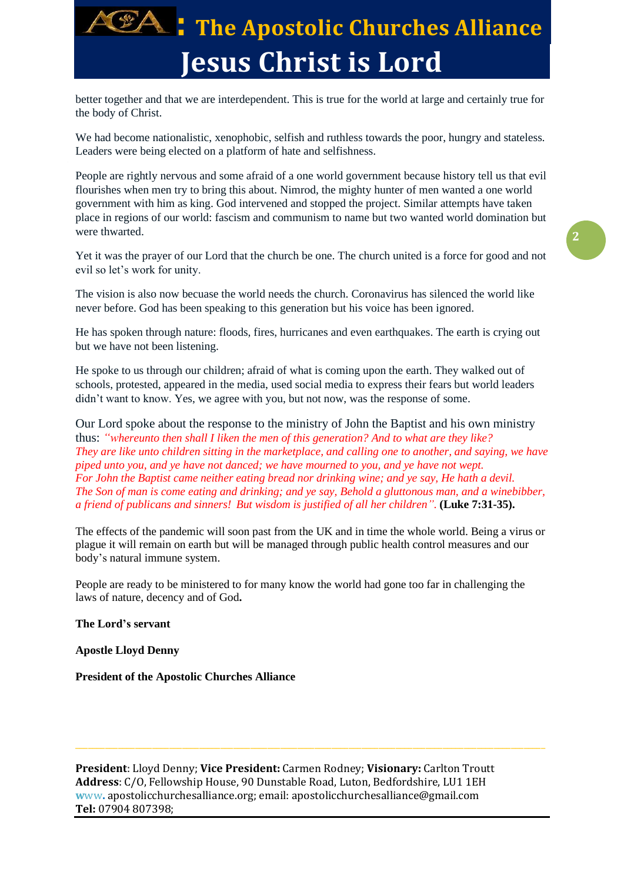better together and that we are interdependent. This is true for the world at large and certainly true for the body of Christ.

We had become nationalistic, xenophobic, selfish and ruthless towards the poor, hungry and stateless. Leaders were being elected on a platform of hate and selfishness.

People are rightly nervous and some afraid of a one world government because history tell us that evil flourishes when men try to bring this about. Nimrod, the mighty hunter of men wanted a one world government with him as king. God intervened and stopped the project. Similar attempts have taken place in regions of our world: fascism and communism to name but two wanted world domination but were thwarted.

Yet it was the prayer of our Lord that the church be one. The church united is a force for good and not evil so let's work for unity.

The vision is also now becuase the world needs the church. Coronavirus has silenced the world like never before. God has been speaking to this generation but his voice has been ignored.

He has spoken through nature: floods, fires, hurricanes and even earthquakes. The earth is crying out but we have not been listening.

He spoke to us through our children; afraid of what is coming upon the earth. They walked out of schools, protested, appeared in the media, used social media to express their fears but world leaders didn't want to know. Yes, we agree with you, but not now, was the response of some.

Our Lord spoke about the response to the ministry of John the Baptist and his own ministry thus: *"whereunto then shall I liken the men of this generation? And to what are they like? They are like unto children sitting in the marketplace, and calling one to another, and saying, we have piped unto you, and ye have not danced; we have mourned to you, and ye have not wept. For John the Baptist came neither eating bread nor drinking wine; and ye say, He hath a devil. The Son of man is come eating and drinking; and ye say, Behold a gluttonous man, and a winebibber, a friend of publicans and sinners! But wisdom is justified of all her children".* **(Luke 7:31-35).**

The effects of the pandemic will soon past from the UK and in time the whole world. Being a virus or plague it will remain on earth but will be managed through public health control measures and our body's natural immune system.

People are ready to be ministered to for many know the world had gone too far in challenging the laws of nature, decency and of God.

**The Lord's servant**

**Apostle Lloyd Denny**

**President of the Apostolic Churches Alliance**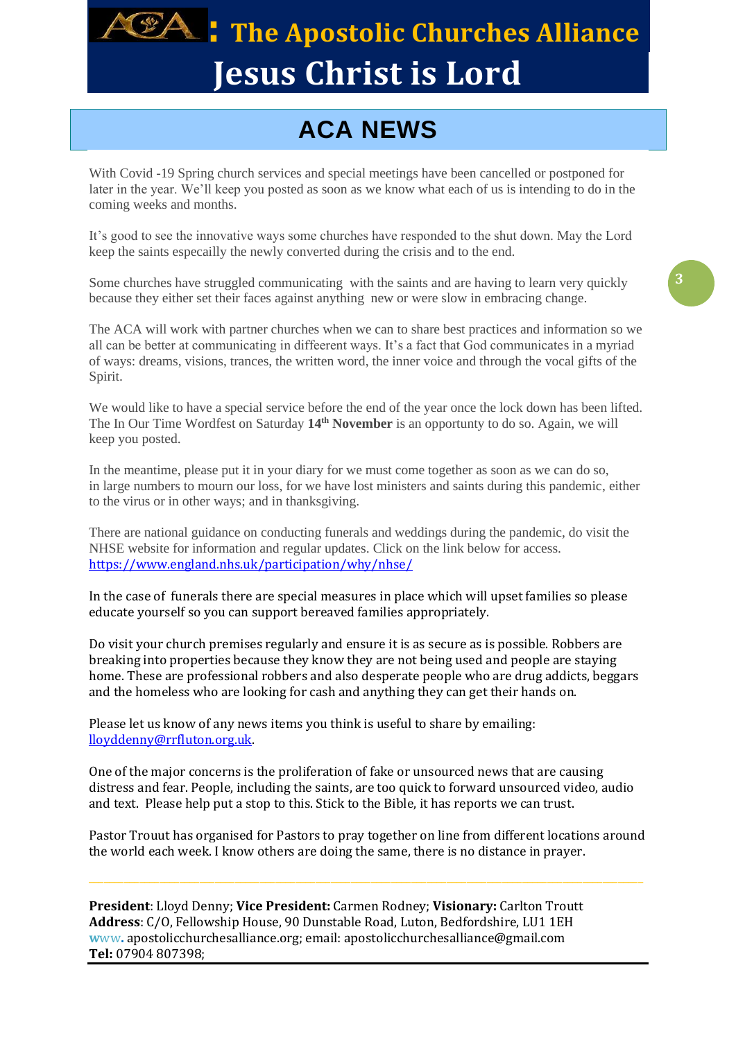# ACA: The Apostolic Churches Alliance

# Jesus Christ is Lord

## ACA NEWS

With Covid -19 Spring church services and special meetings have been cancelled or postponed for later in the year. We'll keep you posted as soon as we know what each of us is intending to do in the coming weeks and months.

It's good to see the innovative ways some churches have responded to the shut down. May the Lord keep the saints especailly the newly converted during the crisis and to the end.

Some churches have struggled communicating with the saints and are having to learn very quickly because they either set their faces against anything new or were slow in embracing change.

The ACA will work with partner churches when we can to share best practices and information so we all can be better at communicating in diffeerent ways. It's a fact that God communicates in a myriad of ways: dreams, visions, trances, the written word, the inner voice and through the vocal gifts of the Spirit.

We would like to have a special service before the end of the year once the lock down has been lifted. The In Our Time Wordfest on Saturday **14th November** is an opportunity to do so. Again, we will keep you posted.

In the meantime, please put it in your diary for we must come together as soon as we can do so, in large numbers to mourn our loss, for we have lost ministers and saints during this pandemic, either to the virus or in other ways; and in thanksgiving.

There are national guidance on conducting funerals and weddings during the pandemic, do visit the NHSE website for information and regular updates. Click on the link below for access. https://www.england.nhs.uk/participation/why/nhse/

In the case of funerals there are special measures in place which will upset families so please educate yourself so you can support bereaved families appropriately.

Do visit your church premises regularly and ensure it is as secure as is possible. Robbers are breaking into properties because they know they are not being used and people are staying home. These are professional robbers and also desperate people who are drug addicts, beggars and the homeless who are looking for cash and anything they can get their hands on.

Please let us know of any news items you think is useful to share by emailing: lloyddenny@rrfluton.org.uk.

One of the major concerns is the proliferation of fake or unsourced news that are causing distress and fear. People, including the saints, are too quick to forward unsourced video, audio and text. Please help put a stop to this. Stick to the Bible, it has reports we can trust.

Pastor Trouut has organised for Pastors to pray together on line from different locations around the world each week. I know others are doing the same, there is no distance in prayer.

---

**President**: Lloyd Denny; **Vice President:** Carmen Rodney; **Visionary:** Carlton Troutt
**Address**: C/O, Fellowship House, 90 Dunstable Road, Luton, Bedfordshire, LU1 1EH
www. apostolicchurchesalliance.org; email: apostolicchurchesalliance@gmail.com
**Tel:** 07904 807398;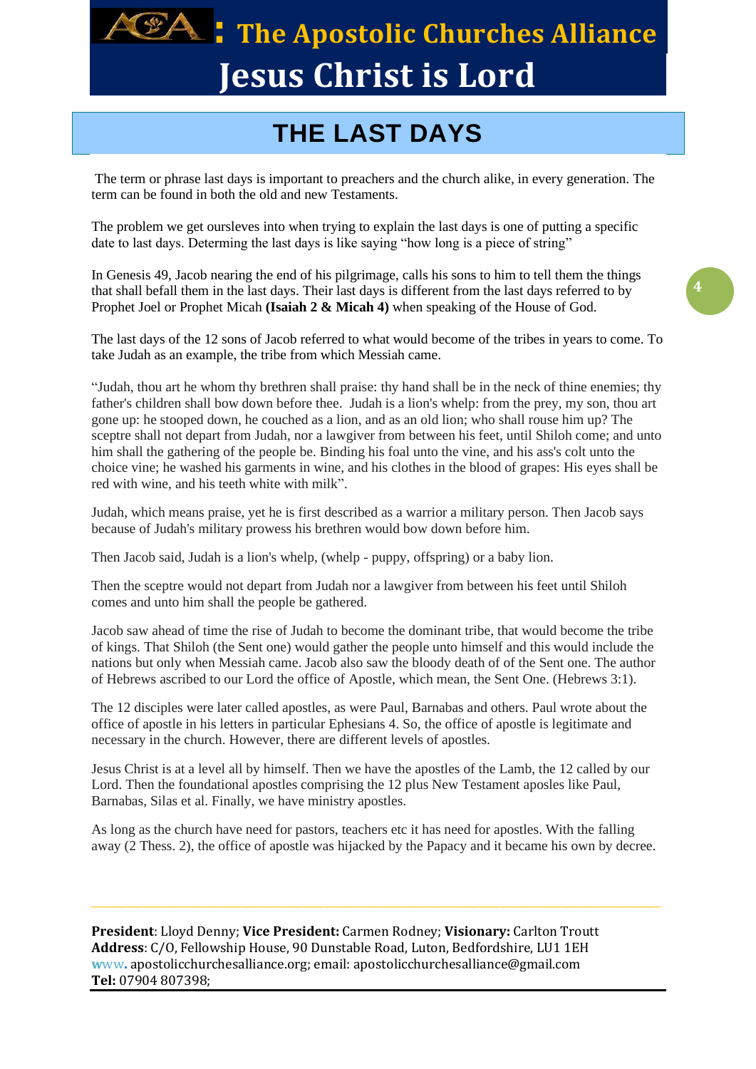# THE LAST DAYS

The term or phrase last days is important to preachers and the church alike, in every generation. The term can be found in both the old and new Testaments.

The problem we get oursleves into when trying to explain the last days is one of putting a specific date to last days. Determing the last days is like saying "how long is a piece of string"

In Genesis 49, Jacob nearing the end of his pilgrimage, calls his sons to him to tell them the things that shall befall them in the last days. Their last days is different from the last days referred to by Prophet Joel or Prophet Micah **(Isaiah 2 & Micah 4)** when speaking of the House of God.

The last days of the 12 sons of Jacob referred to what would become of the tribes in years to come. To take Judah as an example, the tribe from which Messiah came.

"Judah, thou art he whom thy brethren shall praise: thy hand shall be in the neck of thine enemies; thy father's children shall bow down before thee. Judah is a lion's whelp: from the prey, my son, thou art gone up: he stooped down, he couched as a lion, and as an old lion; who shall rouse him up? The sceptre shall not depart from Judah, nor a lawgiver from between his feet, until Shiloh come; and unto him shall the gathering of the people be. Binding his foal unto the vine, and his ass's colt unto the choice vine; he washed his garments in wine, and his clothes in the blood of grapes: His eyes shall be red with wine, and his teeth white with milk".

Judah, which means praise, yet he is first described as a warrior a military person. Then Jacob says because of Judah's military prowess his brethren would bow down before him.

Then Jacob said, Judah is a lion's whelp, (whelp - puppy, offspring) or a baby lion.

Then the sceptre would not depart from Judah nor a lawgiver from between his feet until Shiloh comes and unto him shall the people be gathered.

Jacob saw ahead of time the rise of Judah to become the dominant tribe, that would become the tribe of kings. That Shiloh (the Sent one) would gather the people unto himself and this would include the nations but only when Messiah came. Jacob also saw the bloody death of of the Sent one. The author of Hebrews ascribed to our Lord the office of Apostle, which mean, the Sent One. (Hebrews 3:1).

The 12 disciples were later called apostles, as were Paul, Barnabas and others. Paul wrote about the office of apostle in his letters in particular Ephesians 4. So, the office of apostle is legitimate and necessary in the church. However, there are different levels of apostles.

Jesus Christ is at a level all by himself. Then we have the apostles of the Lamb, the 12 called by our Lord. Then the foundational apostles comprising the 12 plus New Testament aposles like Paul, Barnabas, Silas et al. Finally, we have ministry apostles.

As long as the church have need for pastors, teachers etc it has need for apostles. With the falling away (2 Thess. 2), the office of apostle was hijacked by the Papacy and it became his own by decree.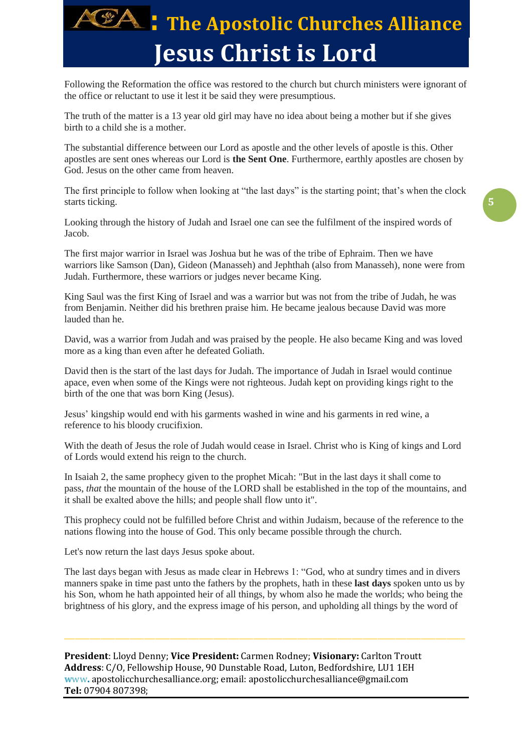Following the Reformation the office was restored to the church but church ministers were ignorant of the office or reluctant to use it lest it be said they were presumptious.

The truth of the matter is a 13 year old girl may have no idea about being a mother but if she gives birth to a child she is a mother.

The substantial difference between our Lord as apostle and the other levels of apostle is this. Other apostles are sent ones whereas our Lord is **the Sent One**. Furthermore, earthly apostles are chosen by God. Jesus on the other came from heaven.

The first principle to follow when looking at "the last days" is the starting point; that's when the clock starts ticking.

Looking through the history of Judah and Israel one can see the fulfilment of the inspired words of Jacob.

The first major warrior in Israel was Joshua but he was of the tribe of Ephraim. Then we have warriors like Samson (Dan), Gideon (Manasseh) and Jephthah (also from Manasseh), none were from Judah. Furthermore, these warriors or judges never became King.

King Saul was the first King of Israel and was a warrior but was not from the tribe of Judah, he was from Benjamin. Neither did his brethren praise him. He became jealous because David was more lauded than he.

David, was a warrior from Judah and was praised by the people. He also became King and was loved more as a king than even after he defeated Goliath.

David then is the start of the last days for Judah. The importance of Judah in Israel would continue apace, even when some of the Kings were not righteous. Judah kept on providing kings right to the birth of the one that was born King (Jesus).

Jesus' kingship would end with his garments washed in wine and his garments in red wine, a reference to his bloody crucifixion.

With the death of Jesus the role of Judah would cease in Israel. Christ who is King of kings and Lord of Lords would extend his reign to the church.

In Isaiah 2, the same prophecy given to the prophet Micah: "But in the last days it shall come to pass, *that* the mountain of the house of the LORD shall be established in the top of the mountains, and it shall be exalted above the hills; and people shall flow unto it".

This prophecy could not be fulfilled before Christ and within Judaism, because of the reference to the nations flowing into the house of God. This only became possible through the church.

Let's now return the last days Jesus spoke about.

The last days began with Jesus as made clear in Hebrews 1: "God, who at sundry times and in divers manners spake in time past unto the fathers by the prophets, hath in these **last days** spoken unto us by his Son, whom he hath appointed heir of all things, by whom also he made the worlds; who being the brightness of his glory, and the express image of his person, and upholding all things by the word of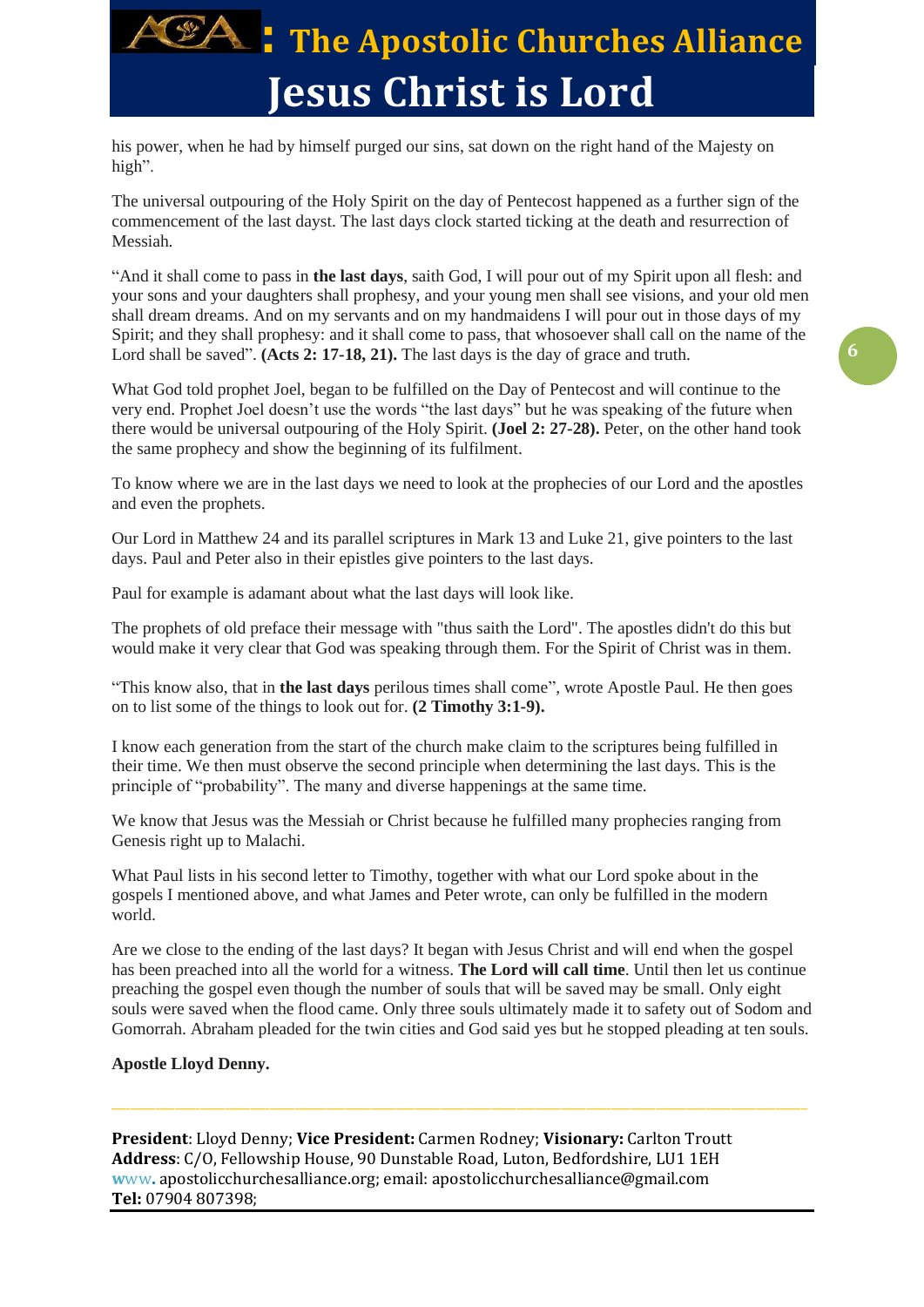his power, when he had by himself purged our sins, sat down on the right hand of the Majesty on high".

The universal outpouring of the Holy Spirit on the day of Pentecost happened as a further sign of the commencement of the last dayst. The last days clock started ticking at the death and resurrection of Messiah.

"And it shall come to pass in **the last days**, saith God, I will pour out of my Spirit upon all flesh: and your sons and your daughters shall prophesy, and your young men shall see visions, and your old men shall dream dreams. And on my servants and on my handmaidens I will pour out in those days of my Spirit; and they shall prophesy: and it shall come to pass, that whosoever shall call on the name of the Lord shall be saved". **(Acts 2: 17-18, 21).** The last days is the day of grace and truth.

What God told prophet Joel, began to be fulfilled on the Day of Pentecost and will continue to the very end. Prophet Joel doesn't use the words "the last days" but he was speaking of the future when there would be universal outpouring of the Holy Spirit. **(Joel 2: 27-28).** Peter, on the other hand took the same prophecy and show the beginning of its fulfilment.

To know where we are in the last days we need to look at the prophecies of our Lord and the apostles and even the prophets.

Our Lord in Matthew 24 and its parallel scriptures in Mark 13 and Luke 21, give pointers to the last days. Paul and Peter also in their epistles give pointers to the last days.

Paul for example is adamant about what the last days will look like.

The prophets of old preface their message with "thus saith the Lord". The apostles didn't do this but would make it very clear that God was speaking through them. For the Spirit of Christ was in them.

"This know also, that in **the last days** perilous times shall come", wrote Apostle Paul. He then goes on to list some of the things to look out for. **(2 Timothy 3:1-9).**

I know each generation from the start of the church make claim to the scriptures being fulfilled in their time. We then must observe the second principle when determining the last days. This is the principle of "probability". The many and diverse happenings at the same time.

We know that Jesus was the Messiah or Christ because he fulfilled many prophecies ranging from Genesis right up to Malachi.

What Paul lists in his second letter to Timothy, together with what our Lord spoke about in the gospels I mentioned above, and what James and Peter wrote, can only be fulfilled in the modern world.

Are we close to the ending of the last days? It began with Jesus Christ and will end when the gospel has been preached into all the world for a witness. **The Lord will call time**. Until then let us continue preaching the gospel even though the number of souls that will be saved may be small. Only eight souls were saved when the flood came. Only three souls ultimately made it to safety out of Sodom and Gomorrah. Abraham pleaded for the twin cities and God said yes but he stopped pleading at ten souls.

**Apostle Lloyd Denny.**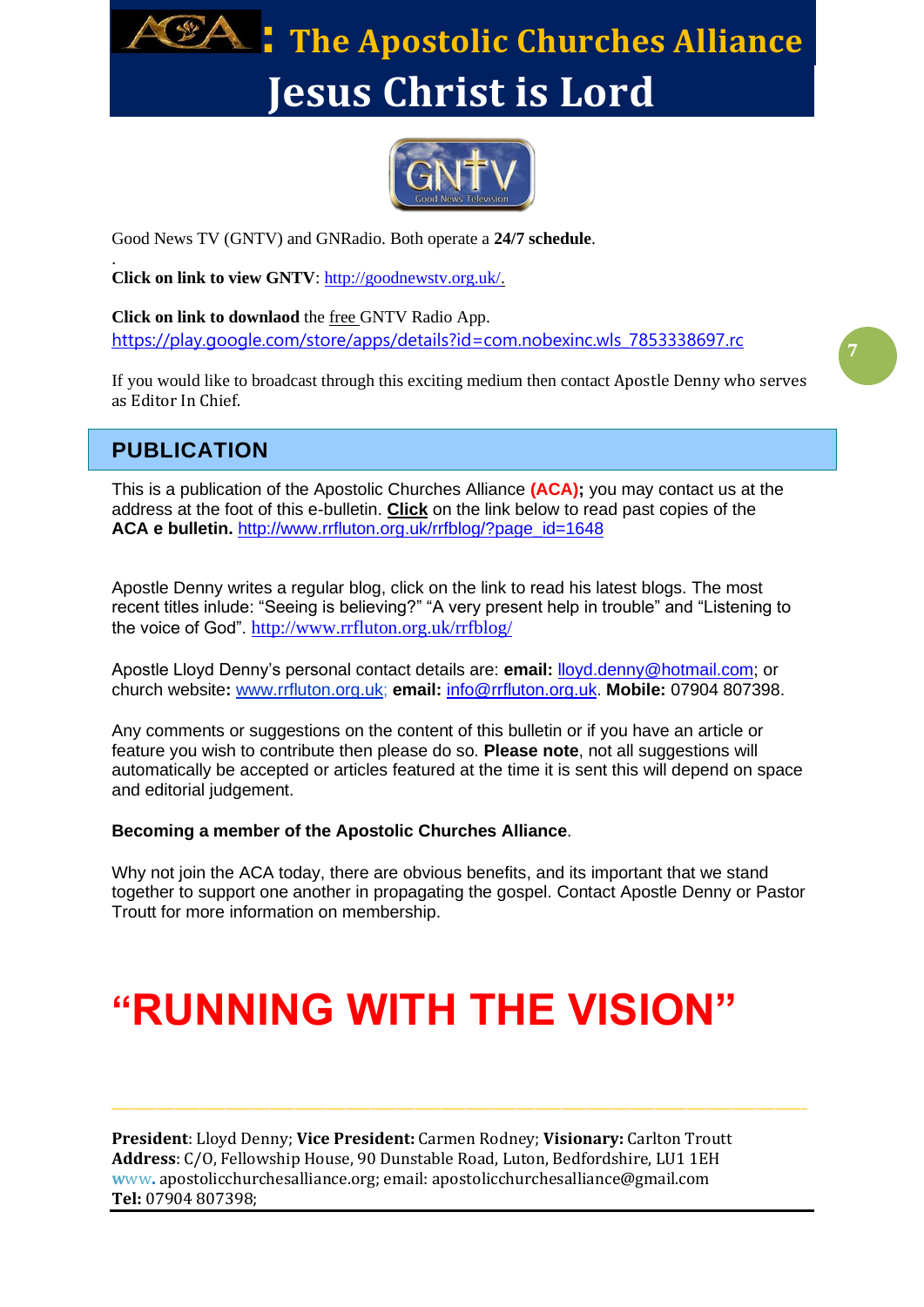# ACA: The Apostolic Churches Alliance

# Jesus Christ is Lord

Good News TV (GNTV) and GNRadio. Both operate a **24/7 schedule**.

.

**Click on link to view GNTV**: http://goodnewstv.org.uk/.

**Click on link to downlaod** the free GNTV Radio App.
https://play.google.com/store/apps/details?id=com.nobexinc.wls_7853338697.rc

If you would like to broadcast through this exciting medium then contact Apostle Denny who serves as Editor In Chief.

## PUBLICATION

This is a publication of the Apostolic Churches Alliance **(ACA);** you may contact us at the address at the foot of this e-bulletin. **Click** on the link below to read past copies of the **ACA e bulletin.** http://www.rrfluton.org.uk/rrfblog/?page_id=1648

Apostle Denny writes a regular blog, click on the link to read his latest blogs. The most recent titles inlude: "Seeing is believing?" "A very present help in trouble" and "Listening to the voice of God". http://www.rrfluton.org.uk/rrfblog/

Apostle Lloyd Denny's personal contact details are: **email:** lloyd.denny@hotmail.com; or church website**:** www.rrfluton.org.uk; **email:** info@rrfluton.org.uk. **Mobile:** 07904 807398.

Any comments or suggestions on the content of this bulletin or if you have an article or feature you wish to contribute then please do so. **Please note**, not all suggestions will automatically be accepted or articles featured at the time it is sent this will depend on space and editorial judgement.

**Becoming a member of the Apostolic Churches Alliance**.

Why not join the ACA today, there are obvious benefits, and its important that we stand together to support one another in propagating the gospel. Contact Apostle Denny or Pastor Troutt for more information on membership.

# "RUNNING WITH THE VISION"

---

**President**: Lloyd Denny; **Vice President:** Carmen Rodney; **Visionary:** Carlton Troutt
**Address**: C/O, Fellowship House, 90 Dunstable Road, Luton, Bedfordshire, LU1 1EH
www. apostolicchurchesalliance.org; email: apostolicchurchesalliance@gmail.com
**Tel:** 07904 807398;